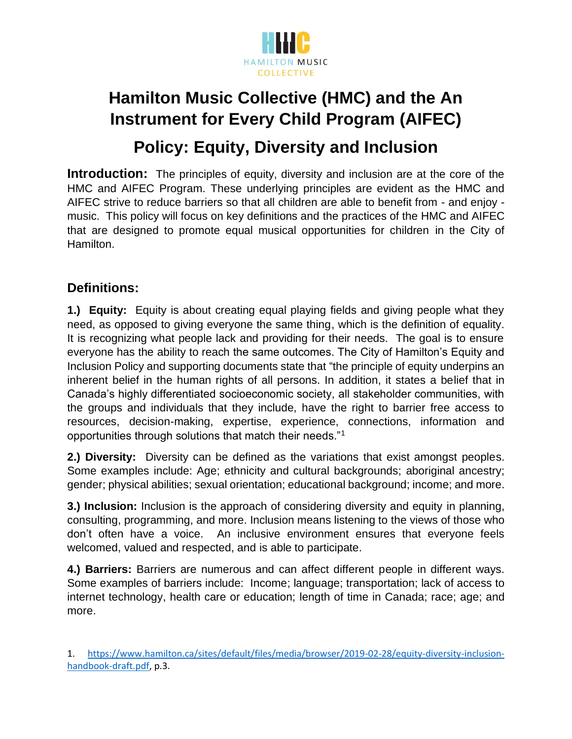HAMILTON MUSIC COLLECTIVE

# Hamilton Music Collective (HMC) and the An Instrument for Every Child Program (AIFEC)

# Policy: Equity, Diversity and Inclusion

**Introduction:** The principles of equity, diversity and inclusion are at the core of the HMC and AIFEC Program. These underlying principles are evident as the HMC and AIFEC strive to reduce barriers so that all children are able to benefit from - and enjoy - music. This policy will focus on key definitions and the practices of the HMC and AIFEC that are designed to promote equal musical opportunities for children in the City of Hamilton.

## Definitions:

**1.) Equity:** Equity is about creating equal playing fields and giving people what they need, as opposed to giving everyone the same thing, which is the definition of equality. It is recognizing what people lack and providing for their needs. The goal is to ensure everyone has the ability to reach the same outcomes. The City of Hamilton's Equity and Inclusion Policy and supporting documents state that "the principle of equity underpins an inherent belief in the human rights of all persons. In addition, it states a belief that in Canada's highly differentiated socioeconomic society, all stakeholder communities, with the groups and individuals that they include, have the right to barrier free access to resources, decision-making, expertise, experience, connections, information and opportunities through solutions that match their needs."[1]

**2.) Diversity:** Diversity can be defined as the variations that exist amongst peoples. Some examples include: Age; ethnicity and cultural backgrounds; aboriginal ancestry; gender; physical abilities; sexual orientation; educational background; income; and more.

**3.) Inclusion:** Inclusion is the approach of considering diversity and equity in planning, consulting, programming, and more. Inclusion means listening to the views of those who don't often have a voice. An inclusive environment ensures that everyone feels welcomed, valued and respected, and is able to participate.

**4.) Barriers:** Barriers are numerous and can affect different people in different ways. Some examples of barriers include: Income; language; transportation; lack of access to internet technology, health care or education; length of time in Canada; race; age; and more.

1. https://www.hamilton.ca/sites/default/files/media/browser/2019-02-28/equity-diversity-inclusion-handbook-draft.pdf, p.3.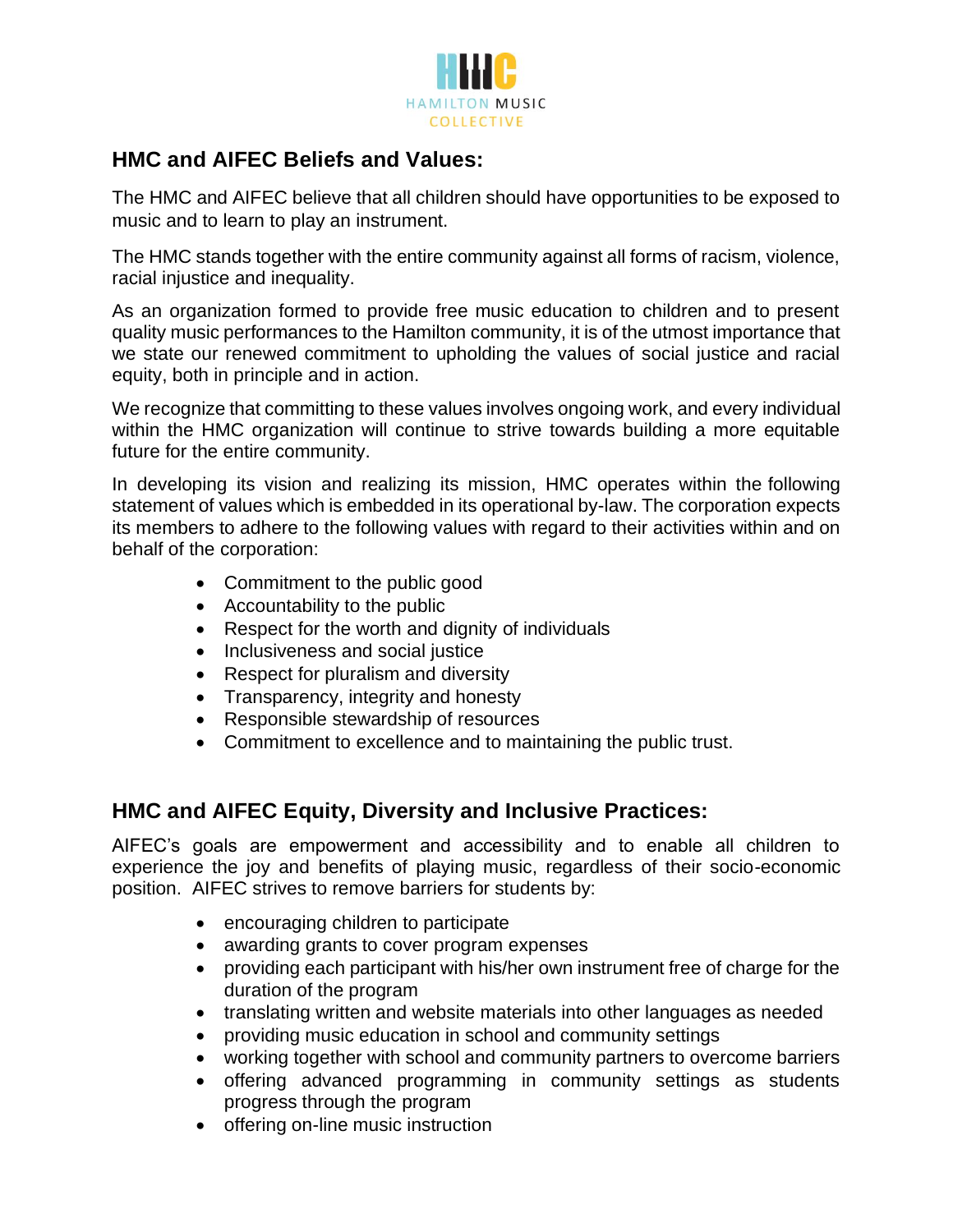## HMC and AIFEC Beliefs and Values:

The HMC and AIFEC believe that all children should have opportunities to be exposed to music and to learn to play an instrument.

The HMC stands together with the entire community against all forms of racism, violence, racial injustice and inequality.

As an organization formed to provide free music education to children and to present quality music performances to the Hamilton community, it is of the utmost importance that we state our renewed commitment to upholding the values of social justice and racial equity, both in principle and in action.

We recognize that committing to these values involves ongoing work, and every individual within the HMC organization will continue to strive towards building a more equitable future for the entire community.

In developing its vision and realizing its mission, HMC operates within the following statement of values which is embedded in its operational by-law. The corporation expects its members to adhere to the following values with regard to their activities within and on behalf of the corporation:

- Commitment to the public good
- Accountability to the public
- Respect for the worth and dignity of individuals
- Inclusiveness and social justice
- Respect for pluralism and diversity
- Transparency, integrity and honesty
- Responsible stewardship of resources
- Commitment to excellence and to maintaining the public trust.

## HMC and AIFEC Equity, Diversity and Inclusive Practices:

AIFEC's goals are empowerment and accessibility and to enable all children to experience the joy and benefits of playing music, regardless of their socio-economic position. AIFEC strives to remove barriers for students by:

- encouraging children to participate
- awarding grants to cover program expenses
- providing each participant with his/her own instrument free of charge for the duration of the program
- translating written and website materials into other languages as needed
- providing music education in school and community settings
- working together with school and community partners to overcome barriers
- offering advanced programming in community settings as students progress through the program
- offering on-line music instruction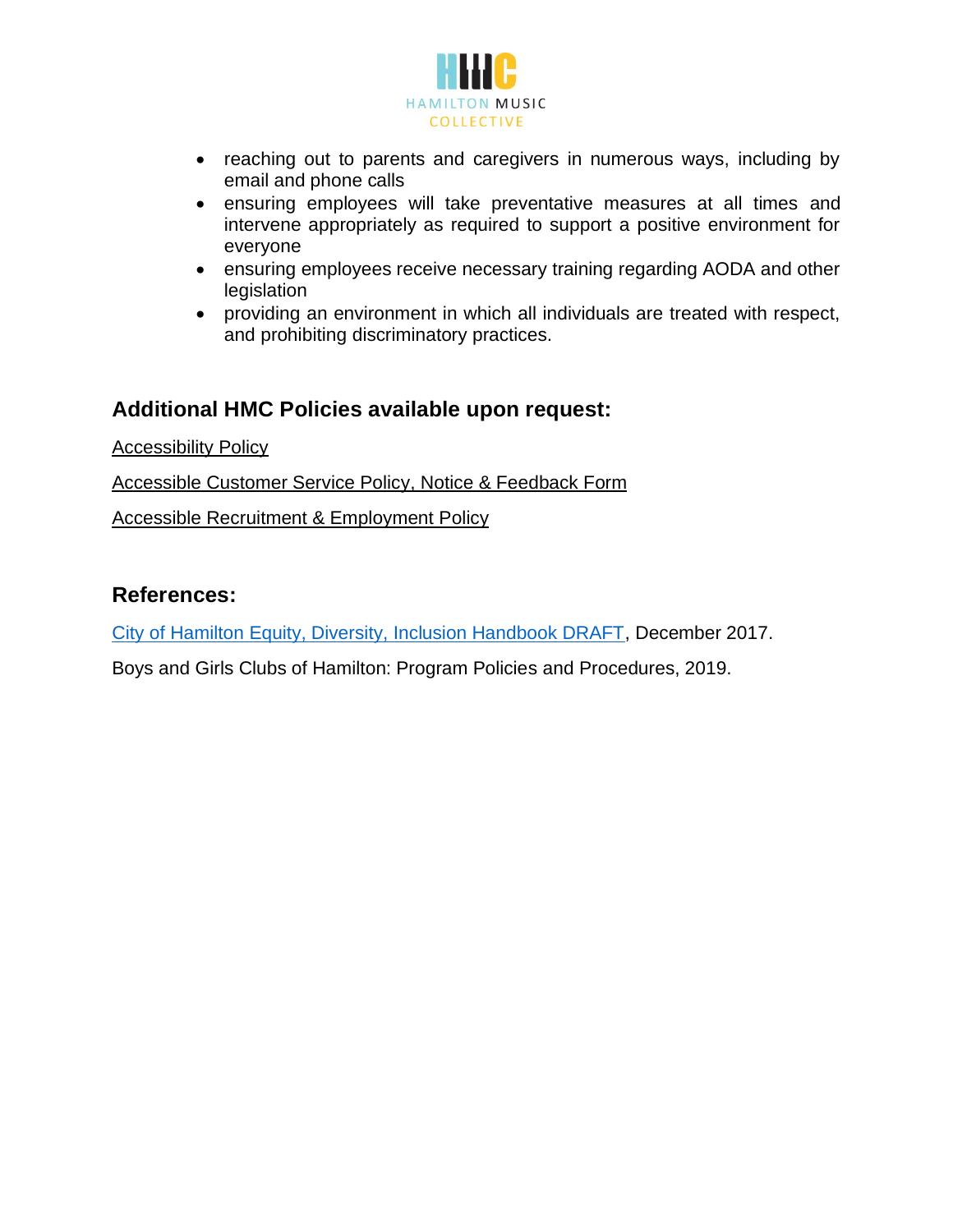- reaching out to parents and caregivers in numerous ways, including by email and phone calls
- ensuring employees will take preventative measures at all times and intervene appropriately as required to support a positive environment for everyone
- ensuring employees receive necessary training regarding AODA and other legislation
- providing an environment in which all individuals are treated with respect, and prohibiting discriminatory practices.

## Additional HMC Policies available upon request:

Accessibility Policy

Accessible Customer Service Policy, Notice & Feedback Form

Accessible Recruitment & Employment Policy

## References:

City of Hamilton Equity, Diversity, Inclusion Handbook DRAFT, December 2017.

Boys and Girls Clubs of Hamilton: Program Policies and Procedures, 2019.